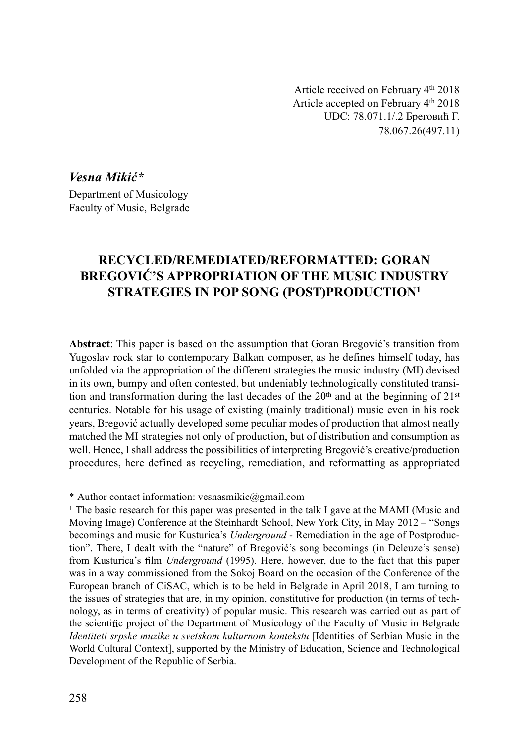Article received on February 4th 2018
Article accepted on February 4th 2018
UDC: 78.071.1/.2 Бреговић Г.
78.067.26(497.11)

***Vesna Mikić****
Department of Musicology
Faculty of Music, Belgrade

# RECYCLED/REMEDIATED/REFORMATTED: GORAN BREGOVIĆ'S APPROPRIATION OF THE MUSIC INDUSTRY STRATEGIES IN POP SONG (POST)PRODUCTION[1]

**Abstract**: This paper is based on the assumption that Goran Bregović's transition from Yugoslav rock star to contemporary Balkan composer, as he defines himself today, has unfolded via the appropriation of the different strategies the music industry (MI) devised in its own, bumpy and often contested, but undeniably technologically constituted transition and transformation during the last decades of the 20th and at the beginning of 21st centuries. Notable for his usage of existing (mainly traditional) music even in his rock years, Bregović actually developed some peculiar modes of production that almost neatly matched the MI strategies not only of production, but of distribution and consumption as well. Hence, I shall address the possibilities of interpreting Bregović's creative/production procedures, here defined as recycling, remediation, and reformatting as appropriated

---

\* Author contact information: vesnasmikic@gmail.com

[1] The basic research for this paper was presented in the talk I gave at the MAMI (Music and Moving Image) Conference at the Steinhardt School, New York City, in May 2012 – "Songs becomings and music for Kusturica's *Underground* - Remediation in the age of Postproduction". There, I dealt with the "nature" of Bregović's song becomings (in Deleuze's sense) from Kusturica's film *Underground* (1995). Here, however, due to the fact that this paper was in a way commissioned from the Sokoj Board on the occasion of the Conference of the European branch of CiSAC, which is to be held in Belgrade in April 2018, I am turning to the issues of strategies that are, in my opinion, constitutive for production (in terms of technology, as in terms of creativity) of popular music. This research was carried out as part of the scientific project of the Department of Musicology of the Faculty of Music in Belgrade *Identiteti srpske muzike u svetskom kulturnom kontekstu* [Identities of Serbian Music in the World Cultural Context], supported by the Ministry of Education, Science and Technological Development of the Republic of Serbia.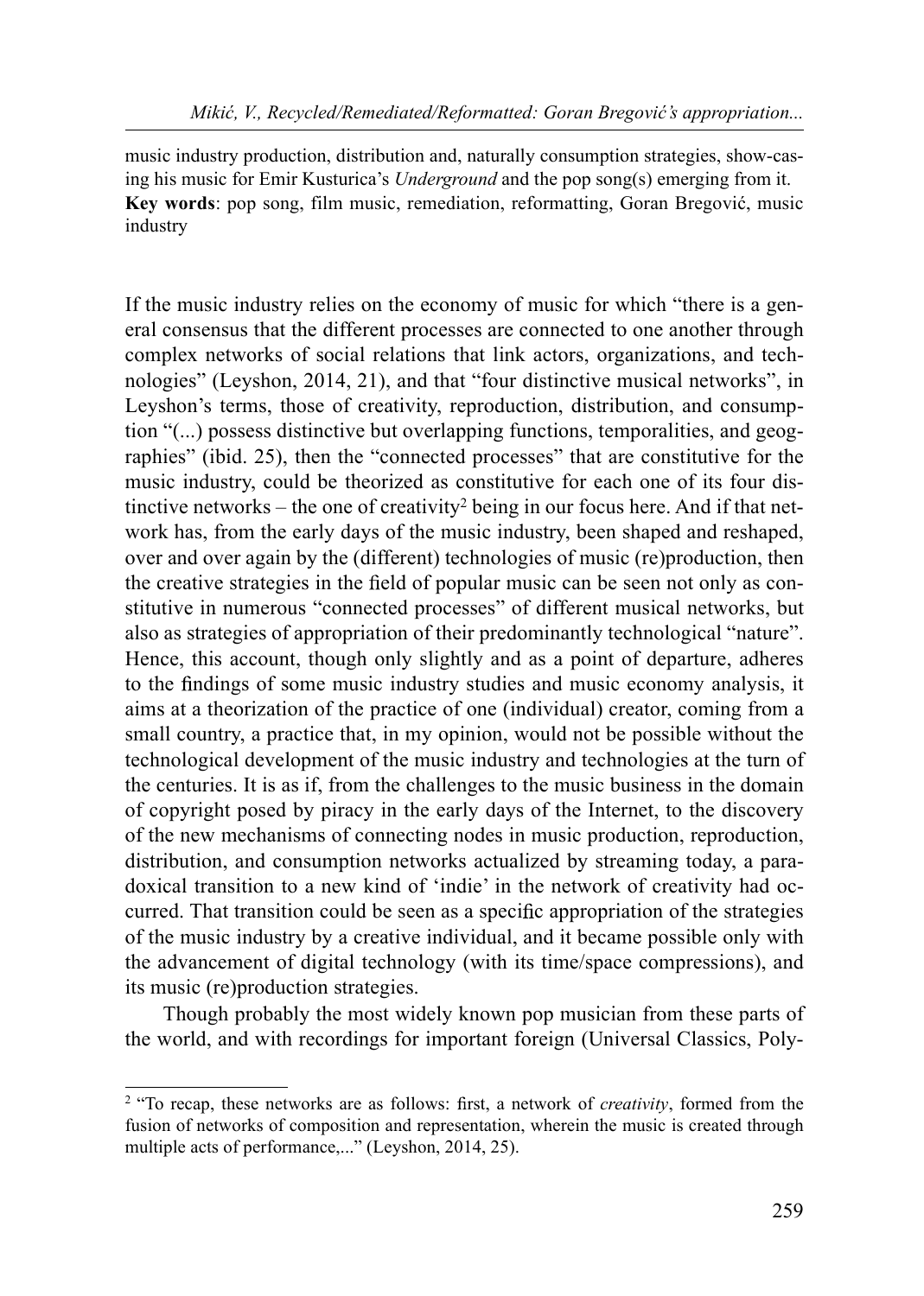music industry production, distribution and, naturally consumption strategies, show-casing his music for Emir Kusturica's *Underground* and the pop song(s) emerging from it.
**Key words**: pop song, film music, remediation, reformatting, Goran Bregović, music industry

If the music industry relies on the economy of music for which "there is a general consensus that the different processes are connected to one another through complex networks of social relations that link actors, organizations, and technologies" (Leyshon, 2014, 21), and that "four distinctive musical networks", in Leyshon's terms, those of creativity, reproduction, distribution, and consumption "(...) possess distinctive but overlapping functions, temporalities, and geographies" (ibid. 25), then the "connected processes" that are constitutive for the music industry, could be theorized as constitutive for each one of its four distinctive networks – the one of creativity[2] being in our focus here. And if that network has, from the early days of the music industry, been shaped and reshaped, over and over again by the (different) technologies of music (re)production, then the creative strategies in the field of popular music can be seen not only as constitutive in numerous "connected processes" of different musical networks, but also as strategies of appropriation of their predominantly technological "nature". Hence, this account, though only slightly and as a point of departure, adheres to the findings of some music industry studies and music economy analysis, it aims at a theorization of the practice of one (individual) creator, coming from a small country, a practice that, in my opinion, would not be possible without the technological development of the music industry and technologies at the turn of the centuries. It is as if, from the challenges to the music business in the domain of copyright posed by piracy in the early days of the Internet, to the discovery of the new mechanisms of connecting nodes in music production, reproduction, distribution, and consumption networks actualized by streaming today, a paradoxical transition to a new kind of 'indie' in the network of creativity had occurred. That transition could be seen as a specific appropriation of the strategies of the music industry by a creative individual, and it became possible only with the advancement of digital technology (with its time/space compressions), and its music (re)production strategies.

Though probably the most widely known pop musician from these parts of the world, and with recordings for important foreign (Universal Classics, Poly-

[2] "To recap, these networks are as follows: first, a network of *creativity*, formed from the fusion of networks of composition and representation, wherein the music is created through multiple acts of performance,..." (Leyshon, 2014, 25).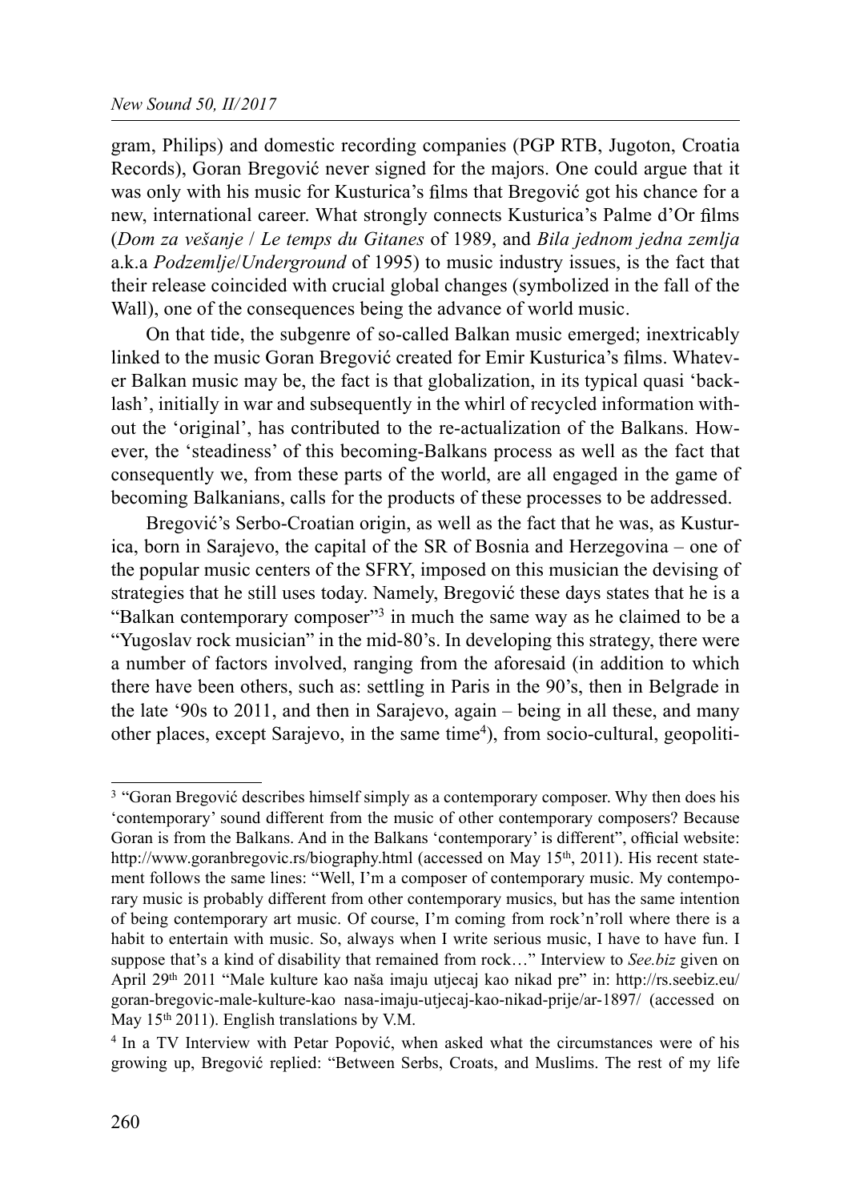gram, Philips) and domestic recording companies (PGP RTB, Jugoton, Croatia Records), Goran Bregović never signed for the majors. One could argue that it was only with his music for Kusturica's films that Bregović got his chance for a new, international career. What strongly connects Kusturica's Palme d'Or films (*Dom za vešanje* / *Le temps du Gitanes* of 1989, and *Bila jednom jedna zemlja* a.k.a *Podzemlje*/*Underground* of 1995) to music industry issues, is the fact that their release coincided with crucial global changes (symbolized in the fall of the Wall), one of the consequences being the advance of world music.

On that tide, the subgenre of so-called Balkan music emerged; inextricably linked to the music Goran Bregović created for Emir Kusturica's films. Whatever Balkan music may be, the fact is that globalization, in its typical quasi 'backlash', initially in war and subsequently in the whirl of recycled information without the 'original', has contributed to the re-actualization of the Balkans. However, the 'steadiness' of this becoming-Balkans process as well as the fact that consequently we, from these parts of the world, are all engaged in the game of becoming Balkanians, calls for the products of these processes to be addressed.

Bregović's Serbo-Croatian origin, as well as the fact that he was, as Kusturica, born in Sarajevo, the capital of the SR of Bosnia and Herzegovina – one of the popular music centers of the SFRY, imposed on this musician the devising of strategies that he still uses today. Namely, Bregović these days states that he is a "Balkan contemporary composer"[3] in much the same way as he claimed to be a "Yugoslav rock musician" in the mid-80's. In developing this strategy, there were a number of factors involved, ranging from the aforesaid (in addition to which there have been others, such as: settling in Paris in the 90's, then in Belgrade in the late '90s to 2011, and then in Sarajevo, again – being in all these, and many other places, except Sarajevo, in the same time[4]), from socio-cultural, geopoliti-

---

[3] "Goran Bregović describes himself simply as a contemporary composer. Why then does his 'contemporary' sound different from the music of other contemporary composers? Because Goran is from the Balkans. And in the Balkans 'contemporary' is different", official website: http://www.goranbregovic.rs/biography.html (accessed on May 15th, 2011). His recent statement follows the same lines: "Well, I'm a composer of contemporary music. My contemporary music is probably different from other contemporary musics, but has the same intention of being contemporary art music. Of course, I'm coming from rock'n'roll where there is a habit to entertain with music. So, always when I write serious music, I have to have fun. I suppose that's a kind of disability that remained from rock…" Interview to *See.biz* given on April 29th 2011 "Male kulture kao naša imaju utjecaj kao nikad pre" in: http://rs.seebiz.eu/goran-bregovic-male-kulture-kao nasa-imaju-utjecaj-kao-nikad-prije/ar-1897/ (accessed on May 15th 2011). English translations by V.M.

[4] In a TV Interview with Petar Popović, when asked what the circumstances were of his growing up, Bregović replied: "Between Serbs, Croats, and Muslims. The rest of my life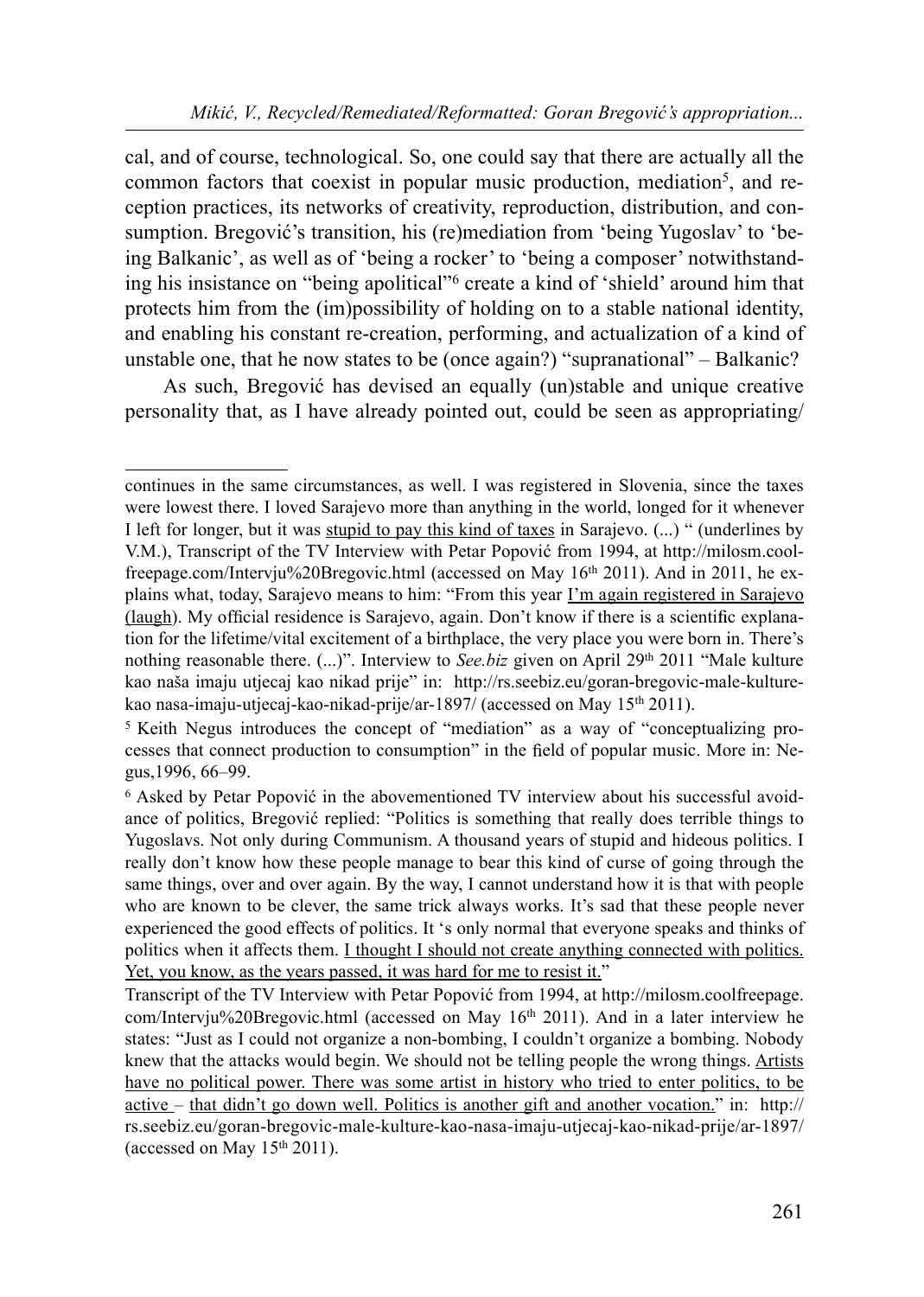cal, and of course, technological. So, one could say that there are actually all the common factors that coexist in popular music production, mediation[5], and reception practices, its networks of creativity, reproduction, distribution, and consumption. Bregović's transition, his (re)mediation from 'being Yugoslav' to 'being Balkanic', as well as of 'being a rocker' to 'being a composer' notwithstanding his insistance on "being apolitical"[6] create a kind of 'shield' around him that protects him from the (im)possibility of holding on to a stable national identity, and enabling his constant re-creation, performing, and actualization of a kind of unstable one, that he now states to be (once again?) "supranational" – Balkanic?

As such, Bregović has devised an equally (un)stable and unique creative personality that, as I have already pointed out, could be seen as appropriating/

---

continues in the same circumstances, as well. I was registered in Slovenia, since the taxes were lowest there. I loved Sarajevo more than anything in the world, longed for it whenever I left for longer, but it was <u>stupid to pay this kind of taxes</u> in Sarajevo. (...) " (underlines by V.M.), Transcript of the TV Interview with Petar Popović from 1994, at http://milosm.coolfreepage.com/Intervju%20Bregovic.html (accessed on May 16th 2011). And in 2011, he explains what, today, Sarajevo means to him: "From this year <u>I'm again registered in Sarajevo (laugh)</u>. My official residence is Sarajevo, again. Don't know if there is a scientific explanation for the lifetime/vital excitement of a birthplace, the very place you were born in. There's nothing reasonable there. (...)". Interview to *See.biz* given on April 29th 2011 "Male kulture kao naša imaju utjecaj kao nikad prije" in: http://rs.seebiz.eu/goran-bregovic-male-kulture-kao nasa-imaju-utjecaj-kao-nikad-prije/ar-1897/ (accessed on May 15th 2011).

[5] Keith Negus introduces the concept of "mediation" as a way of "conceptualizing processes that connect production to consumption" in the field of popular music. More in: Negus,1996, 66–99.

[6] Asked by Petar Popović in the abovementioned TV interview about his successful avoidance of politics, Bregović replied: "Politics is something that really does terrible things to Yugoslavs. Not only during Communism. A thousand years of stupid and hideous politics. I really don't know how these people manage to bear this kind of curse of going through the same things, over and over again. By the way, I cannot understand how it is that with people who are known to be clever, the same trick always works. It's sad that these people never experienced the good effects of politics. It 's only normal that everyone speaks and thinks of politics when it affects them. <u>I thought I should not create anything connected with politics. Yet, you know, as the years passed, it was hard for me to resist it.</u>"

Transcript of the TV Interview with Petar Popović from 1994, at http://milosm.coolfreepage.com/Intervju%20Bregovic.html (accessed on May 16th 2011). And in a later interview he states: "Just as I could not organize a non-bombing, I couldn't organize a bombing. Nobody knew that the attacks would begin. We should not be telling people the wrong things. <u>Artists have no political power. There was some artist in history who tried to enter politics, to be active</u> – <u>that didn't go down well. Politics is another gift and another vocation.</u>" in: http://rs.seebiz.eu/goran-bregovic-male-kulture-kao-nasa-imaju-utjecaj-kao-nikad-prije/ar-1897/ (accessed on May 15th 2011).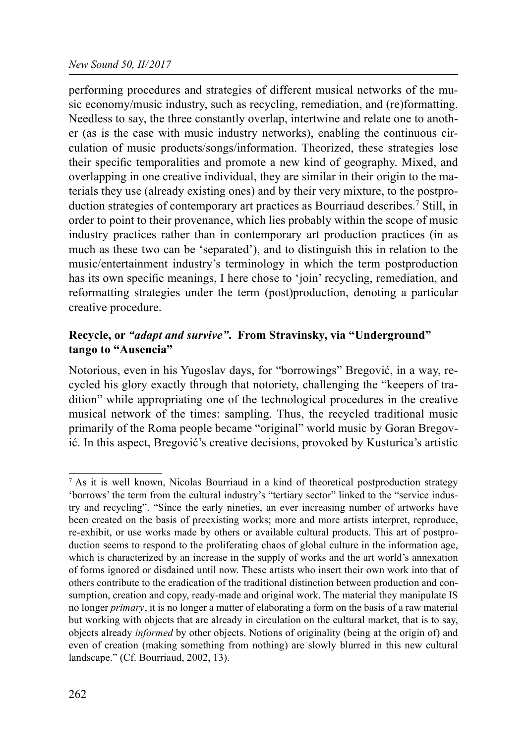performing procedures and strategies of different musical networks of the music economy/music industry, such as recycling, remediation, and (re)formatting. Needless to say, the three constantly overlap, intertwine and relate one to another (as is the case with music industry networks), enabling the continuous circulation of music products/songs/information. Theorized, these strategies lose their specific temporalities and promote a new kind of geography. Mixed, and overlapping in one creative individual, they are similar in their origin to the materials they use (already existing ones) and by their very mixture, to the postproduction strategies of contemporary art practices as Bourriaud describes.[7] Still, in order to point to their provenance, which lies probably within the scope of music industry practices rather than in contemporary art production practices (in as much as these two can be 'separated'), and to distinguish this in relation to the music/entertainment industry's terminology in which the term postproduction has its own specific meanings, I here chose to 'join' recycling, remediation, and reformatting strategies under the term (post)production, denoting a particular creative procedure.

## Recycle, or *"adapt and survive"*. From Stravinsky, via "Underground" tango to "Ausencia"

Notorious, even in his Yugoslav days, for "borrowings" Bregović, in a way, recycled his glory exactly through that notoriety, challenging the "keepers of tradition" while appropriating one of the technological procedures in the creative musical network of the times: sampling. Thus, the recycled traditional music primarily of the Roma people became "original" world music by Goran Bregović. In this aspect, Bregović's creative decisions, provoked by Kusturica's artistic

---

[7] As it is well known, Nicolas Bourriaud in a kind of theoretical postproduction strategy 'borrows' the term from the cultural industry's "tertiary sector" linked to the "service industry and recycling". "Since the early nineties, an ever increasing number of artworks have been created on the basis of preexisting works; more and more artists interpret, reproduce, re-exhibit, or use works made by others or available cultural products. This art of postproduction seems to respond to the proliferating chaos of global culture in the information age, which is characterized by an increase in the supply of works and the art world's annexation of forms ignored or disdained until now. These artists who insert their own work into that of others contribute to the eradication of the traditional distinction between production and consumption, creation and copy, ready-made and original work. The material they manipulate IS no longer *primary*, it is no longer a matter of elaborating a form on the basis of a raw material but working with objects that are already in circulation on the cultural market, that is to say, objects already *informed* by other objects. Notions of originality (being at the origin of) and even of creation (making something from nothing) are slowly blurred in this new cultural landscape." (Cf. Bourriaud, 2002, 13).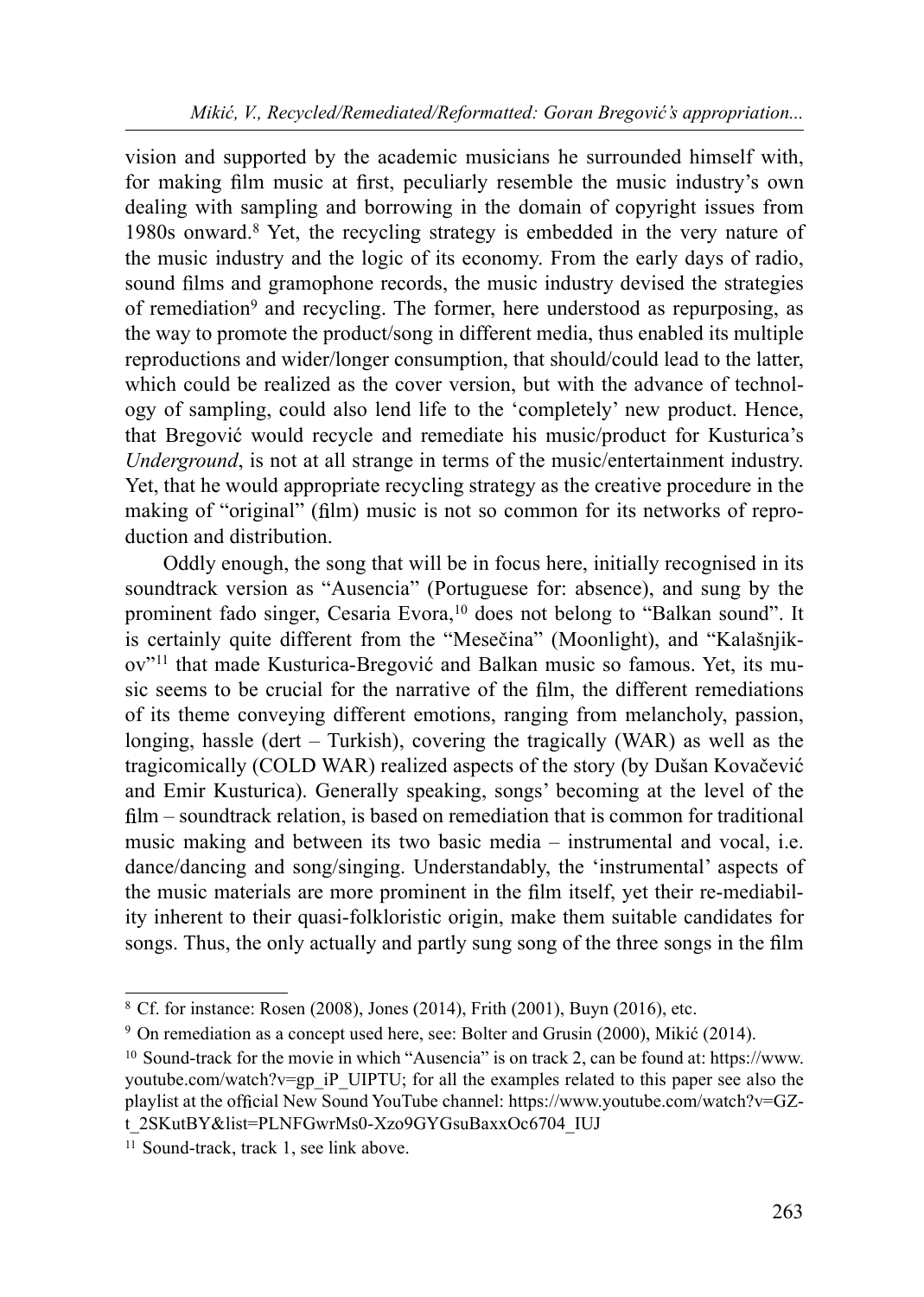vision and supported by the academic musicians he surrounded himself with, for making film music at first, peculiarly resemble the music industry's own dealing with sampling and borrowing in the domain of copyright issues from 1980s onward.[8] Yet, the recycling strategy is embedded in the very nature of the music industry and the logic of its economy. From the early days of radio, sound films and gramophone records, the music industry devised the strategies of remediation[9] and recycling. The former, here understood as repurposing, as the way to promote the product/song in different media, thus enabled its multiple reproductions and wider/longer consumption, that should/could lead to the latter, which could be realized as the cover version, but with the advance of technology of sampling, could also lend life to the 'completely' new product. Hence, that Bregović would recycle and remediate his music/product for Kusturica's *Underground*, is not at all strange in terms of the music/entertainment industry. Yet, that he would appropriate recycling strategy as the creative procedure in the making of "original" (film) music is not so common for its networks of reproduction and distribution.

Oddly enough, the song that will be in focus here, initially recognised in its soundtrack version as "Ausencia" (Portuguese for: absence), and sung by the prominent fado singer, Cesaria Evora,[10] does not belong to "Balkan sound". It is certainly quite different from the "Mesečina" (Moonlight), and "Kalašnjikov"[11] that made Kusturica-Bregović and Balkan music so famous. Yet, its music seems to be crucial for the narrative of the film, the different remediations of its theme conveying different emotions, ranging from melancholy, passion, longing, hassle (dert – Turkish), covering the tragically (WAR) as well as the tragicomically (COLD WAR) realized aspects of the story (by Dušan Kovačević and Emir Kusturica). Generally speaking, songs' becoming at the level of the film – soundtrack relation, is based on remediation that is common for traditional music making and between its two basic media – instrumental and vocal, i.e. dance/dancing and song/singing. Understandably, the 'instrumental' aspects of the music materials are more prominent in the film itself, yet their re-mediability inherent to their quasi-folkloristic origin, make them suitable candidates for songs. Thus, the only actually and partly sung song of the three songs in the film

---

[8] Cf. for instance: Rosen (2008), Jones (2014), Frith (2001), Buyn (2016), etc.

[9] On remediation as a concept used here, see: Bolter and Grusin (2000), Mikić (2014).

[10] Sound-track for the movie in which "Ausencia" is on track 2, can be found at: https://www.youtube.com/watch?v=gp_iP_UIPTU; for all the examples related to this paper see also the playlist at the official New Sound YouTube channel: https://www.youtube.com/watch?v=GZt_2SKutBY&list=PLNFGwrMs0-Xzo9GYGsuBaxxOc6704_IUJ

[11] Sound-track, track 1, see link above.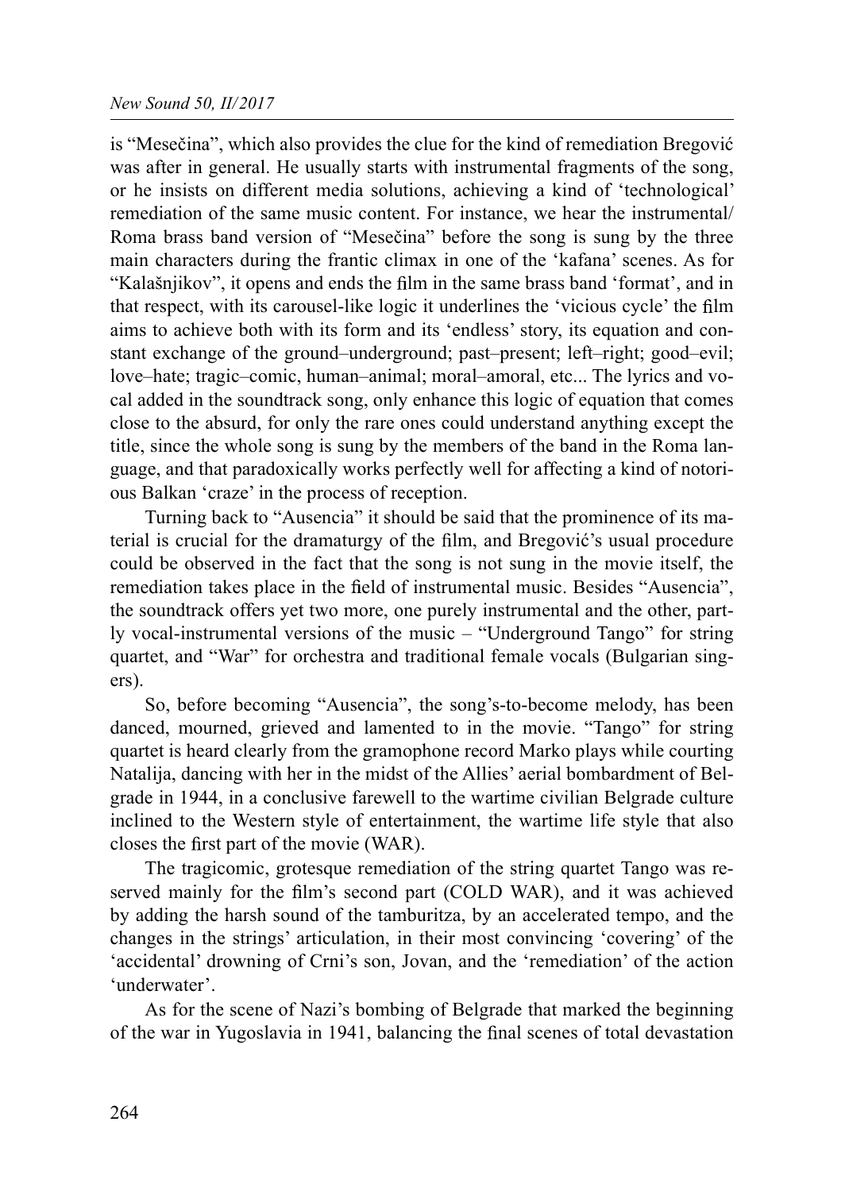is "Mesečina", which also provides the clue for the kind of remediation Bregović was after in general. He usually starts with instrumental fragments of the song, or he insists on different media solutions, achieving a kind of 'technological' remediation of the same music content. For instance, we hear the instrumental/Roma brass band version of "Mesečina" before the song is sung by the three main characters during the frantic climax in one of the 'kafana' scenes. As for "Kalašnjikov", it opens and ends the film in the same brass band 'format', and in that respect, with its carousel-like logic it underlines the 'vicious cycle' the film aims to achieve both with its form and its 'endless' story, its equation and constant exchange of the ground–underground; past–present; left–right; good–evil; love–hate; tragic–comic, human–animal; moral–amoral, etc... The lyrics and vocal added in the soundtrack song, only enhance this logic of equation that comes close to the absurd, for only the rare ones could understand anything except the title, since the whole song is sung by the members of the band in the Roma language, and that paradoxically works perfectly well for affecting a kind of notorious Balkan 'craze' in the process of reception.

Turning back to "Ausencia" it should be said that the prominence of its material is crucial for the dramaturgy of the film, and Bregović's usual procedure could be observed in the fact that the song is not sung in the movie itself, the remediation takes place in the field of instrumental music. Besides "Ausencia", the soundtrack offers yet two more, one purely instrumental and the other, partly vocal-instrumental versions of the music – "Underground Tango" for string quartet, and "War" for orchestra and traditional female vocals (Bulgarian singers).

So, before becoming "Ausencia", the song's-to-become melody, has been danced, mourned, grieved and lamented to in the movie. "Tango" for string quartet is heard clearly from the gramophone record Marko plays while courting Natalija, dancing with her in the midst of the Allies' aerial bombardment of Belgrade in 1944, in a conclusive farewell to the wartime civilian Belgrade culture inclined to the Western style of entertainment, the wartime life style that also closes the first part of the movie (WAR).

The tragicomic, grotesque remediation of the string quartet Tango was reserved mainly for the film's second part (COLD WAR), and it was achieved by adding the harsh sound of the tamburitza, by an accelerated tempo, and the changes in the strings' articulation, in their most convincing 'covering' of the 'accidental' drowning of Crni's son, Jovan, and the 'remediation' of the action 'underwater'.

As for the scene of Nazi's bombing of Belgrade that marked the beginning of the war in Yugoslavia in 1941, balancing the final scenes of total devastation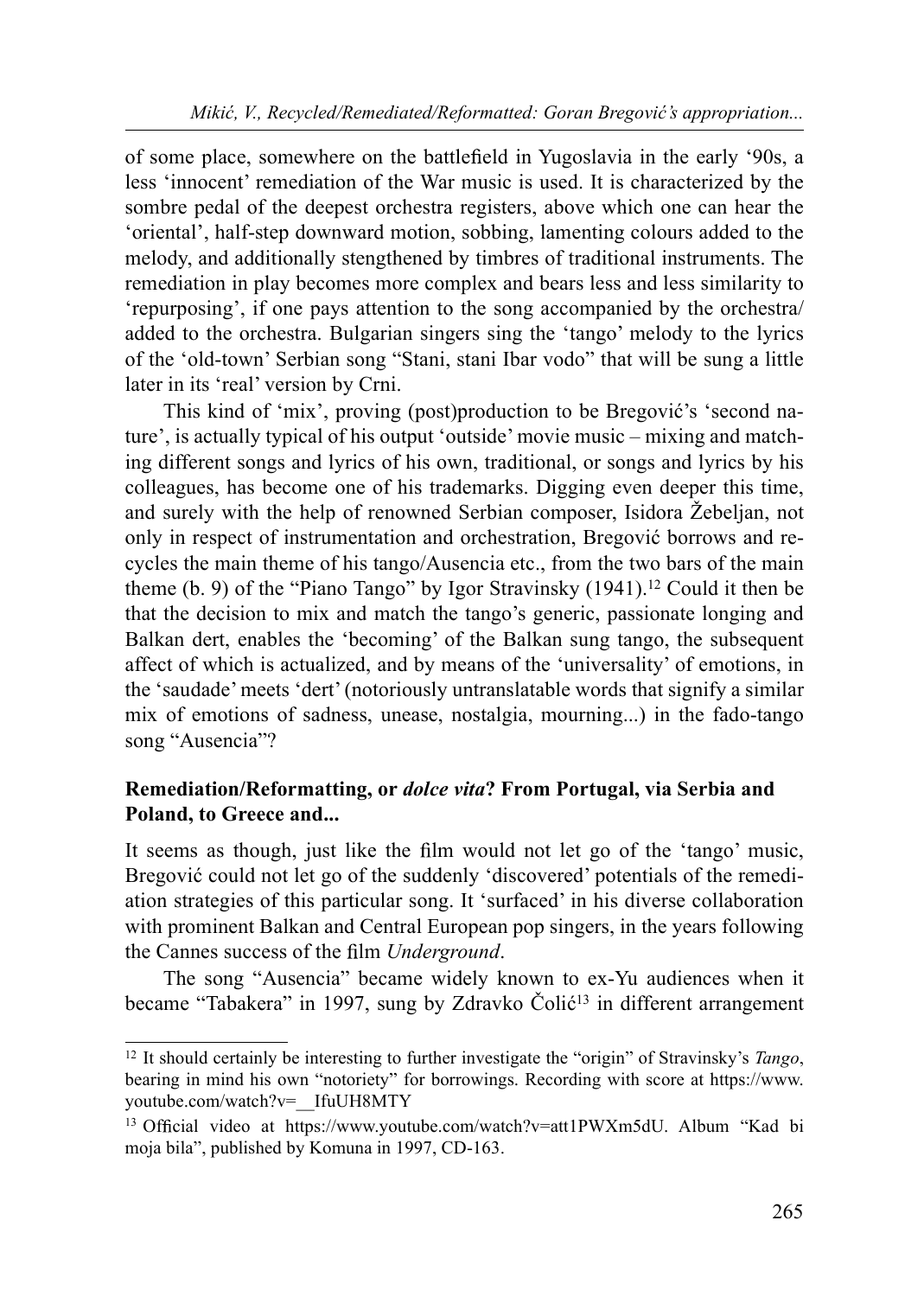of some place, somewhere on the battlefield in Yugoslavia in the early '90s, a less 'innocent' remediation of the War music is used. It is characterized by the sombre pedal of the deepest orchestra registers, above which one can hear the 'oriental', half-step downward motion, sobbing, lamenting colours added to the melody, and additionally stengthened by timbres of traditional instruments. The remediation in play becomes more complex and bears less and less similarity to 'repurposing', if one pays attention to the song accompanied by the orchestra/ added to the orchestra. Bulgarian singers sing the 'tango' melody to the lyrics of the 'old-town' Serbian song "Stani, stani Ibar vodo" that will be sung a little later in its 'real' version by Crni.

This kind of 'mix', proving (post)production to be Bregović's 'second nature', is actually typical of his output 'outside' movie music – mixing and matching different songs and lyrics of his own, traditional, or songs and lyrics by his colleagues, has become one of his trademarks. Digging even deeper this time, and surely with the help of renowned Serbian composer, Isidora Žebeljan, not only in respect of instrumentation and orchestration, Bregović borrows and recycles the main theme of his tango/Ausencia etc., from the two bars of the main theme (b. 9) of the "Piano Tango" by Igor Stravinsky (1941).[12] Could it then be that the decision to mix and match the tango's generic, passionate longing and Balkan dert, enables the 'becoming' of the Balkan sung tango, the subsequent affect of which is actualized, and by means of the 'universality' of emotions, in the 'saudade' meets 'dert' (notoriously untranslatable words that signify a similar mix of emotions of sadness, unease, nostalgia, mourning...) in the fado-tango song "Ausencia"?

## Remediation/Reformatting, or *dolce vita*? From Portugal, via Serbia and Poland, to Greece and...

It seems as though, just like the film would not let go of the 'tango' music, Bregović could not let go of the suddenly 'discovered' potentials of the remediation strategies of this particular song. It 'surfaced' in his diverse collaboration with prominent Balkan and Central European pop singers, in the years following the Cannes success of the film *Underground*.

The song "Ausencia" became widely known to ex-Yu audiences when it became "Tabakera" in 1997, sung by Zdravko Čolić[13] in different arrangement

---

[12] It should certainly be interesting to further investigate the "origin" of Stravinsky's *Tango*, bearing in mind his own "notoriety" for borrowings. Recording with score at https://www.youtube.com/watch?v=__IfuUH8MTY

[13] Official video at https://www.youtube.com/watch?v=att1PWXm5dU. Album "Kad bi moja bila", published by Komuna in 1997, CD-163.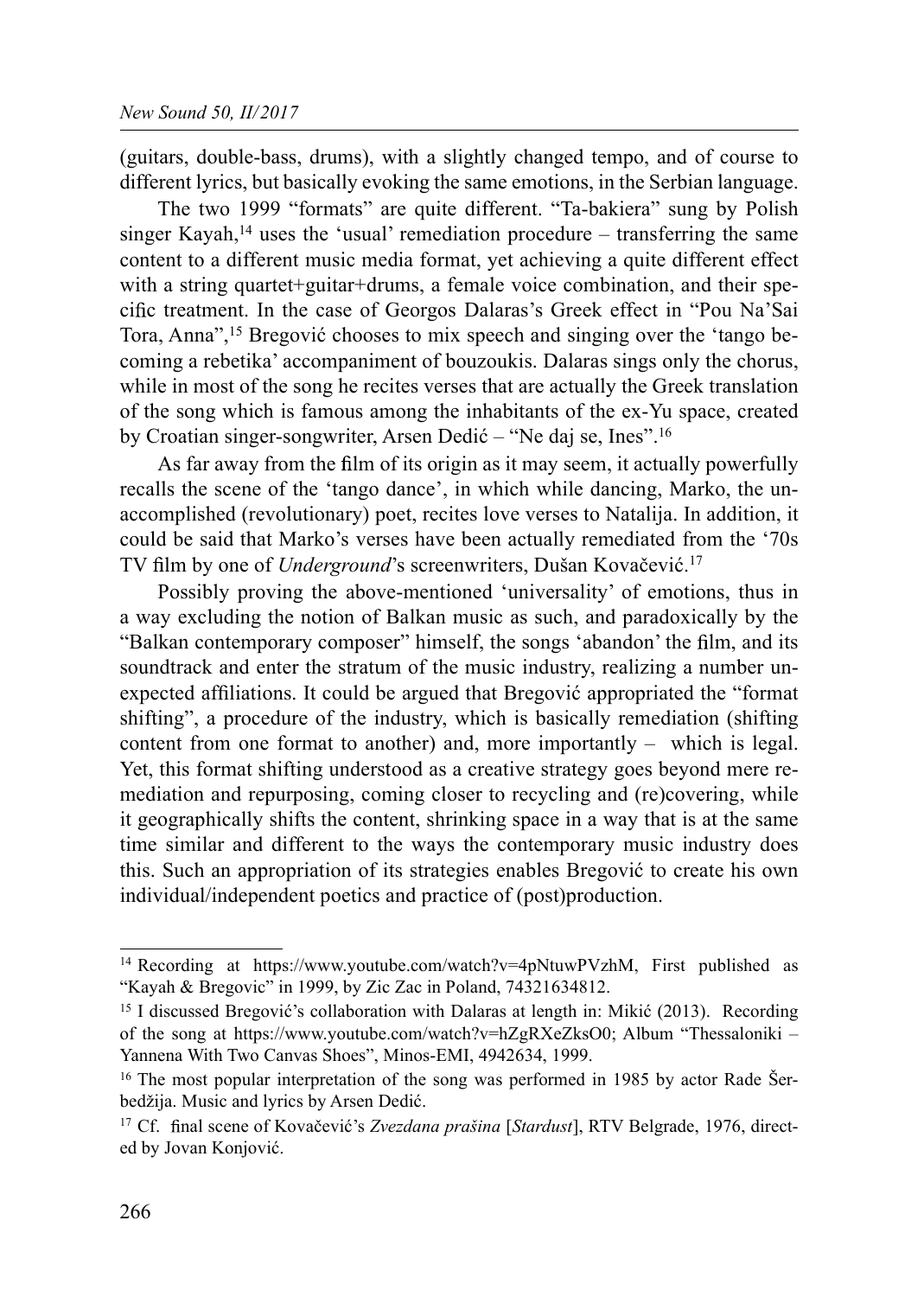(guitars, double-bass, drums), with a slightly changed tempo, and of course to different lyrics, but basically evoking the same emotions, in the Serbian language.

The two 1999 "formats" are quite different. "Ta-bakiera" sung by Polish singer Kayah,[14] uses the 'usual' remediation procedure – transferring the same content to a different music media format, yet achieving a quite different effect with a string quartet+guitar+drums, a female voice combination, and their specific treatment. In the case of Georgos Dalaras's Greek effect in "Pou Na'Sai Tora, Anna",[15] Bregović chooses to mix speech and singing over the 'tango becoming a rebetika' accompaniment of bouzoukis. Dalaras sings only the chorus, while in most of the song he recites verses that are actually the Greek translation of the song which is famous among the inhabitants of the ex-Yu space, created by Croatian singer-songwriter, Arsen Dedić – "Ne daj se, Ines".[16]

As far away from the film of its origin as it may seem, it actually powerfully recalls the scene of the 'tango dance', in which while dancing, Marko, the unaccomplished (revolutionary) poet, recites love verses to Natalija. In addition, it could be said that Marko's verses have been actually remediated from the '70s TV film by one of *Underground*'s screenwriters, Dušan Kovačević.[17]

Possibly proving the above-mentioned 'universality' of emotions, thus in a way excluding the notion of Balkan music as such, and paradoxically by the "Balkan contemporary composer" himself, the songs 'abandon' the film, and its soundtrack and enter the stratum of the music industry, realizing a number unexpected affiliations. It could be argued that Bregović appropriated the "format shifting", a procedure of the industry, which is basically remediation (shifting content from one format to another) and, more importantly – which is legal. Yet, this format shifting understood as a creative strategy goes beyond mere remediation and repurposing, coming closer to recycling and (re)covering, while it geographically shifts the content, shrinking space in a way that is at the same time similar and different to the ways the contemporary music industry does this. Such an appropriation of its strategies enables Bregović to create his own individual/independent poetics and practice of (post)production.

---

[14] Recording at https://www.youtube.com/watch?v=4pNtuwPVzhM, First published as "Kayah & Bregovic" in 1999, by Zic Zac in Poland, 74321634812.

[15] I discussed Bregović's collaboration with Dalaras at length in: Mikić (2013). Recording of the song at https://www.youtube.com/watch?v=hZgRXeZksO0; Album "Thessaloniki – Yannena With Two Canvas Shoes", Minos-EMI, 4942634, 1999.

[16] The most popular interpretation of the song was performed in 1985 by actor Rade Šerbedžija. Music and lyrics by Arsen Dedić.

[17] Cf. final scene of Kovačević's *Zvezdana prašina* [*Stardust*], RTV Belgrade, 1976, directed by Jovan Konjović.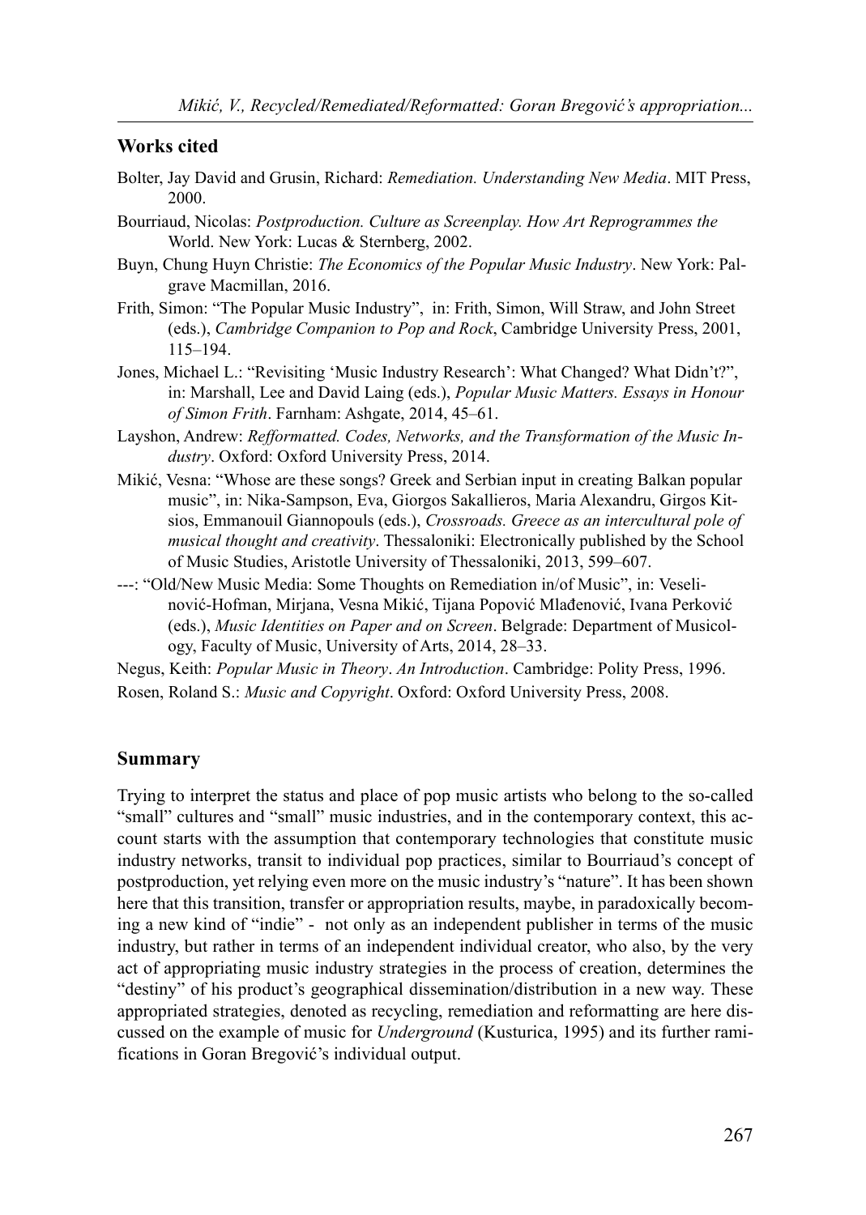## Works cited

Bolter, Jay David and Grusin, Richard: *Remediation. Understanding New Media*. MIT Press, 2000.

Bourriaud, Nicolas: *Postproduction. Culture as Screenplay. How Art Reprogrammes the* World. New York: Lucas & Sternberg, 2002.

Buyn, Chung Huyn Christie: *The Economics of the Popular Music Industry*. New York: Palgrave Macmillan, 2016.

Frith, Simon: "The Popular Music Industry", in: Frith, Simon, Will Straw, and John Street (eds.), *Cambridge Companion to Pop and Rock*, Cambridge University Press, 2001, 115–194.

Jones, Michael L.: "Revisiting 'Music Industry Research': What Changed? What Didn't?", in: Marshall, Lee and David Laing (eds.), *Popular Music Matters. Essays in Honour of Simon Frith*. Farnham: Ashgate, 2014, 45–61.

Layshon, Andrew: *Refformatted. Codes, Networks, and the Transformation of the Music Industry*. Oxford: Oxford University Press, 2014.

Mikić, Vesna: "Whose are these songs? Greek and Serbian input in creating Balkan popular music", in: Nika-Sampson, Eva, Giorgos Sakallieros, Maria Alexandru, Girgos Kitsios, Emmanouil Giannopouls (eds.), *Crossroads. Greece as an intercultural pole of musical thought and creativity*. Thessaloniki: Electronically published by the School of Music Studies, Aristotle University of Thessaloniki, 2013, 599–607.

---: "Old/New Music Media: Some Thoughts on Remediation in/of Music", in: Veselinović-Hofman, Mirjana, Vesna Mikić, Tijana Popović Mlađenović, Ivana Perković (eds.), *Music Identities on Paper and on Screen*. Belgrade: Department of Musicology, Faculty of Music, University of Arts, 2014, 28–33.

Negus, Keith: *Popular Music in Theory*. *An Introduction*. Cambridge: Polity Press, 1996.

Rosen, Roland S.: *Music and Copyright*. Oxford: Oxford University Press, 2008.

## Summary

Trying to interpret the status and place of pop music artists who belong to the so-called "small" cultures and "small" music industries, and in the contemporary context, this account starts with the assumption that contemporary technologies that constitute music industry networks, transit to individual pop practices, similar to Bourriaud's concept of postproduction, yet relying even more on the music industry's "nature". It has been shown here that this transition, transfer or appropriation results, maybe, in paradoxically becoming a new kind of "indie" - not only as an independent publisher in terms of the music industry, but rather in terms of an independent individual creator, who also, by the very act of appropriating music industry strategies in the process of creation, determines the "destiny" of his product's geographical dissemination/distribution in a new way. These appropriated strategies, denoted as recycling, remediation and reformatting are here discussed on the example of music for *Underground* (Kusturica, 1995) and its further ramifications in Goran Bregović's individual output.